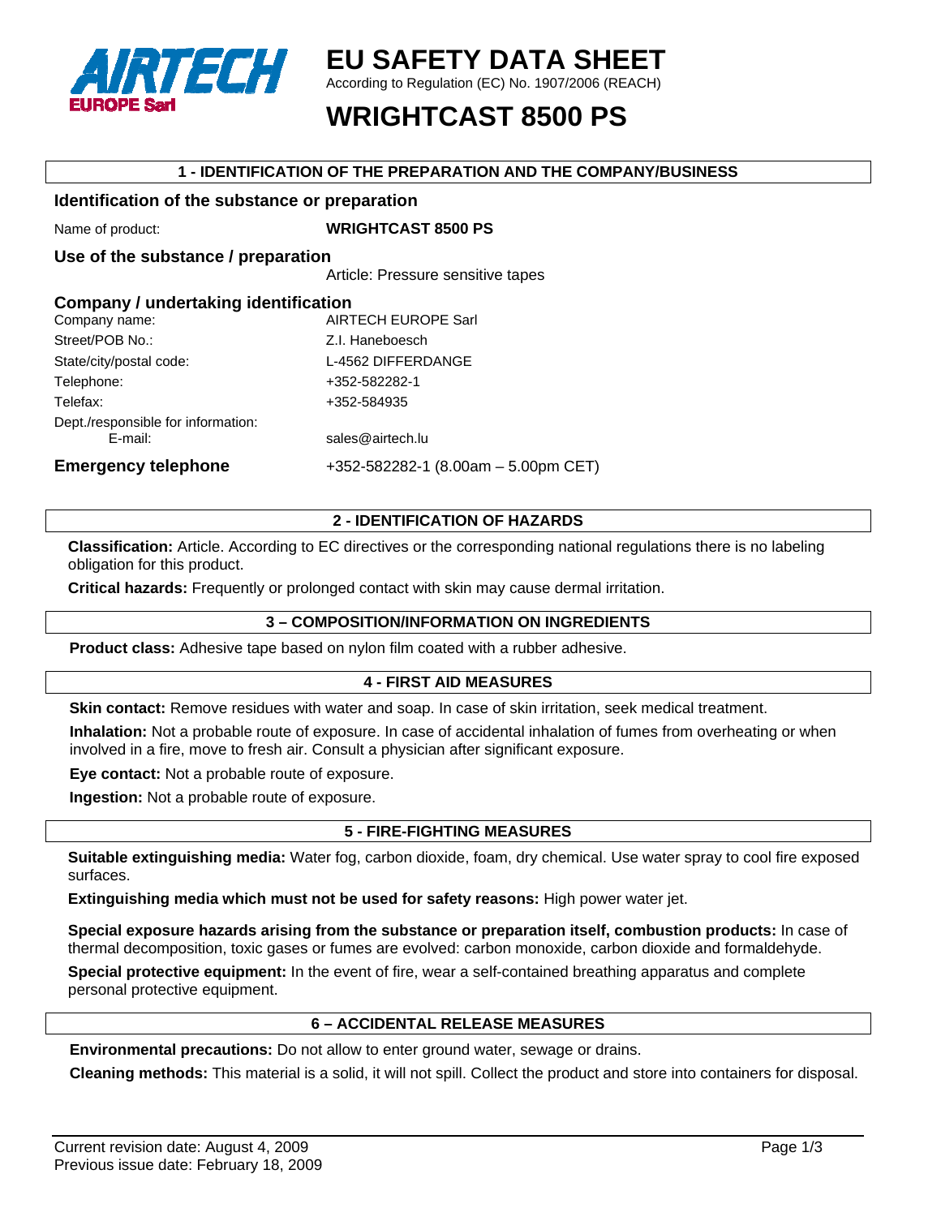# EU SAFETY DATA SHEET

According to Regulation (EC) No. 1907/2006 (REACH)

# WRIGHTCAST 8500 PS

## 1 - IDENTIFICATION OF THE PREPARATION AND THE COMPANY/BUSINESS

### Identification of the substance or preparation

Name of product: **WRIGHTCAST 8500 PS**

### Use of the substance / preparation

Article: Pressure sensitive tapes

### Company / undertaking identification

| | |
|---|---|
| Company name: | AIRTECH EUROPE Sarl |
| Street/POB No.: | Z.I. Haneboesch |
| State/city/postal code: | L-4562 DIFFERDANGE |
| Telephone: | +352-582282-1 |
| Telefax: | +352-584935 |
| Dept./responsible for information: E-mail: | sales@airtech.lu |

**Emergency telephone** +352-582282-1 (8.00am – 5.00pm CET)

## 2 - IDENTIFICATION OF HAZARDS

**Classification:** Article. According to EC directives or the corresponding national regulations there is no labeling obligation for this product.

**Critical hazards:** Frequently or prolonged contact with skin may cause dermal irritation.

## 3 – COMPOSITION/INFORMATION ON INGREDIENTS

**Product class:** Adhesive tape based on nylon film coated with a rubber adhesive.

## 4 - FIRST AID MEASURES

**Skin contact:** Remove residues with water and soap. In case of skin irritation, seek medical treatment.

**Inhalation:** Not a probable route of exposure. In case of accidental inhalation of fumes from overheating or when involved in a fire, move to fresh air. Consult a physician after significant exposure.

**Eye contact:** Not a probable route of exposure.

**Ingestion:** Not a probable route of exposure.

## 5 - FIRE-FIGHTING MEASURES

**Suitable extinguishing media:** Water fog, carbon dioxide, foam, dry chemical. Use water spray to cool fire exposed surfaces.

**Extinguishing media which must not be used for safety reasons:** High power water jet.

**Special exposure hazards arising from the substance or preparation itself, combustion products:** In case of thermal decomposition, toxic gases or fumes are evolved: carbon monoxide, carbon dioxide and formaldehyde.

**Special protective equipment:** In the event of fire, wear a self-contained breathing apparatus and complete personal protective equipment.

## 6 – ACCIDENTAL RELEASE MEASURES

**Environmental precautions:** Do not allow to enter ground water, sewage or drains.

**Cleaning methods:** This material is a solid, it will not spill. Collect the product and store into containers for disposal.

Current revision date: August 4, 2009
Previous issue date: February 18, 2009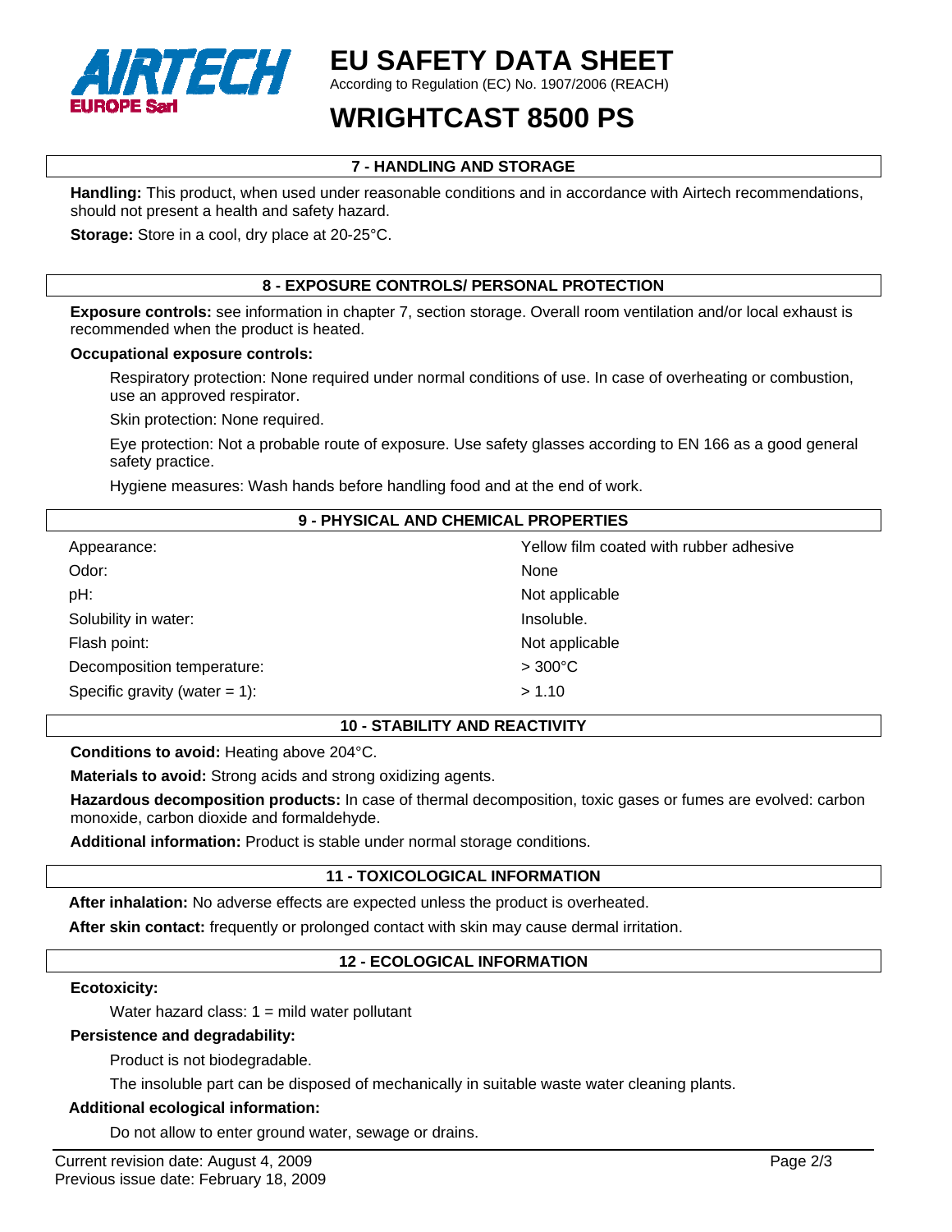## 7 - HANDLING AND STORAGE

**Handling:** This product, when used under reasonable conditions and in accordance with Airtech recommendations, should not present a health and safety hazard.

**Storage:** Store in a cool, dry place at 20-25°C.

## 8 - EXPOSURE CONTROLS/ PERSONAL PROTECTION

**Exposure controls:** see information in chapter 7, section storage. Overall room ventilation and/or local exhaust is recommended when the product is heated.

**Occupational exposure controls:**

Respiratory protection: None required under normal conditions of use. In case of overheating or combustion, use an approved respirator.

Skin protection: None required.

Eye protection: Not a probable route of exposure. Use safety glasses according to EN 166 as a good general safety practice.

Hygiene measures: Wash hands before handling food and at the end of work.

## 9 - PHYSICAL AND CHEMICAL PROPERTIES

| | |
|---|---|
| Appearance: | Yellow film coated with rubber adhesive |
| Odor: | None |
| pH: | Not applicable |
| Solubility in water: | Insoluble. |
| Flash point: | Not applicable |
| Decomposition temperature: | > 300°C |
| Specific gravity (water = 1): | > 1.10 |

## 10 - STABILITY AND REACTIVITY

**Conditions to avoid:** Heating above 204°C.

**Materials to avoid:** Strong acids and strong oxidizing agents.

**Hazardous decomposition products:** In case of thermal decomposition, toxic gases or fumes are evolved: carbon monoxide, carbon dioxide and formaldehyde.

**Additional information:** Product is stable under normal storage conditions.

## 11 - TOXICOLOGICAL INFORMATION

**After inhalation:** No adverse effects are expected unless the product is overheated.

**After skin contact:** frequently or prolonged contact with skin may cause dermal irritation.

## 12 - ECOLOGICAL INFORMATION

**Ecotoxicity:**

Water hazard class: 1 = mild water pollutant

**Persistence and degradability:**

Product is not biodegradable.

The insoluble part can be disposed of mechanically in suitable waste water cleaning plants.

**Additional ecological information:**

Do not allow to enter ground water, sewage or drains.

Current revision date: August 4, 2009
Previous issue date: February 18, 2009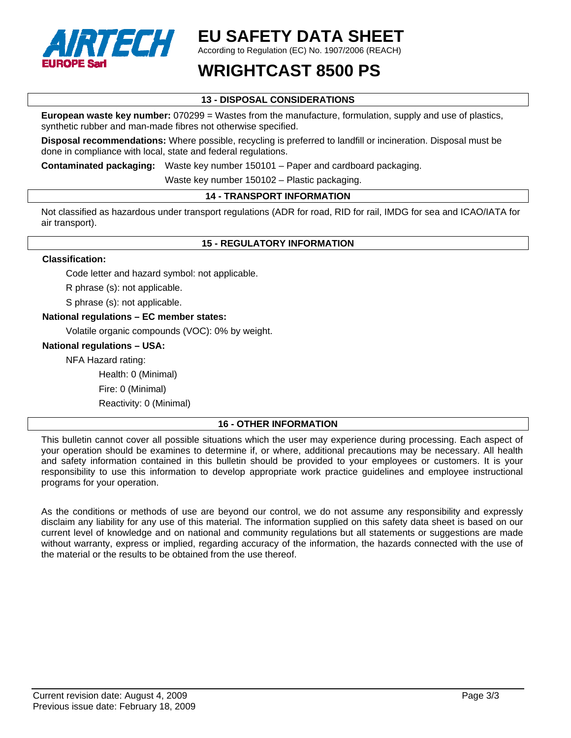## 13 - DISPOSAL CONSIDERATIONS

**European waste key number:** 070299 = Wastes from the manufacture, formulation, supply and use of plastics, synthetic rubber and man-made fibres not otherwise specified.

**Disposal recommendations:** Where possible, recycling is preferred to landfill or incineration. Disposal must be done in compliance with local, state and federal regulations.

**Contaminated packaging:** Waste key number 150101 – Paper and cardboard packaging.

Waste key number 150102 – Plastic packaging.

## 14 - TRANSPORT INFORMATION

Not classified as hazardous under transport regulations (ADR for road, RID for rail, IMDG for sea and ICAO/IATA for air transport).

## 15 - REGULATORY INFORMATION

**Classification:**

Code letter and hazard symbol: not applicable.

R phrase (s): not applicable.

S phrase (s): not applicable.

**National regulations – EC member states:**

Volatile organic compounds (VOC): 0% by weight.

**National regulations – USA:**

NFA Hazard rating:

- Health: 0 (Minimal)
- Fire: 0 (Minimal)
- Reactivity: 0 (Minimal)

## 16 - OTHER INFORMATION

This bulletin cannot cover all possible situations which the user may experience during processing. Each aspect of your operation should be examines to determine if, or where, additional precautions may be necessary. All health and safety information contained in this bulletin should be provided to your employees or customers. It is your responsibility to use this information to develop appropriate work practice guidelines and employee instructional programs for your operation.

As the conditions or methods of use are beyond our control, we do not assume any responsibility and expressly disclaim any liability for any use of this material. The information supplied on this safety data sheet is based on our current level of knowledge and on national and community regulations but all statements or suggestions are made without warranty, express or implied, regarding accuracy of the information, the hazards connected with the use of the material or the results to be obtained from the use thereof.

Current revision date: August 4, 2009
Previous issue date: February 18, 2009